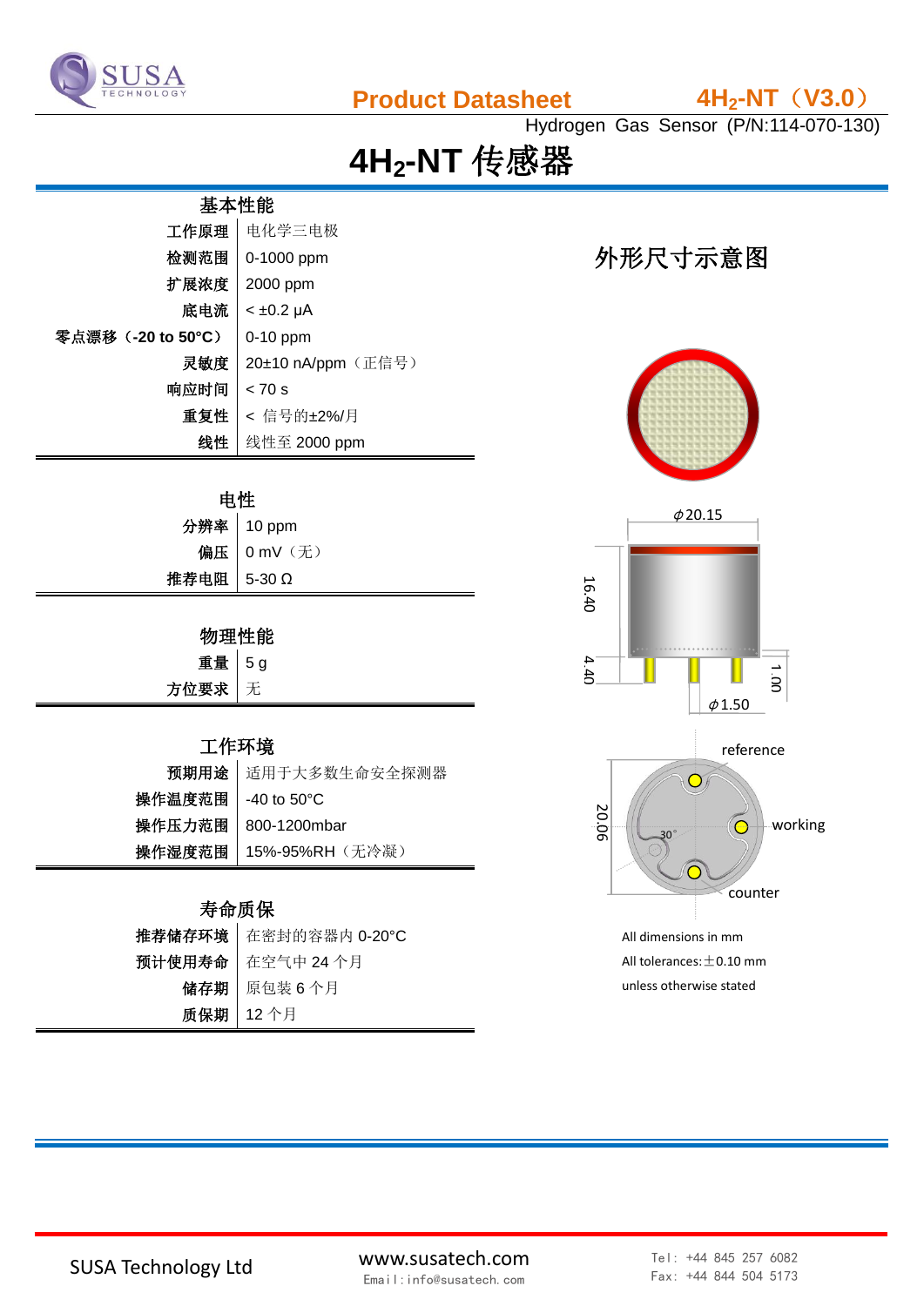Product Datasheet — $4H_2$-NT（V3.0）

Hydrogen Gas Sensor (P/N:114-070-130)

# $4H_2$-NT 传感器

## 基本性能

| 项目 | 参数 |
|---|---|
| 工作原理 | 电化学三电极 |
| 检测范围 | 0-1000 ppm |
| 扩展浓度 | 2000 ppm |
| 底电流 | < ±0.2 μA |
| 零点漂移（-20 to 50°C） | 0-10 ppm |
| 灵敏度 | 20±10 nA/ppm（正信号） |
| 响应时间 | < 70 s |
| 重复性 | < 信号的±2%/月 |
| 线性 | 线性至 2000 ppm |

## 电性

| 项目 | 参数 |
|---|---|
| 分辨率 | 10 ppm |
| 偏压 | 0 mV（无） |
| 推荐电阻 | 5-30 Ω |

## 物理性能

| 项目 | 参数 |
|---|---|
| 重量 | 5 g |
| 方位要求 | 无 |

## 工作环境

| 项目 | 参数 |
|---|---|
| 预期用途 | 适用于大多数生命安全探测器 |
| 操作温度范围 | -40 to 50°C |
| 操作压力范围 | 800-1200mbar |
| 操作湿度范围 | 15%-95%RH（无冷凝） |

## 寿命质保

| 项目 | 参数 |
|---|---|
| 推荐储存环境 | 在密封的容器内 0-20°C |
| 预计使用寿命 | 在空气中 24 个月 |
| 储存期 | 原包装 6 个月 |
| 质保期 | 12 个月 |

## 外形尺寸示意图

ϕ20.15, 16.40, 4.40, 1.00, ϕ1.50, 20.06, 30°, reference, working, counter

All dimensions in mm

All tolerances: ±0.10 mm

unless otherwise stated

SUSA Technology Ltd

www.susatech.com

Email: info@susatech.com

Tel: +44 845 257 6082

Fax: +44 844 504 5173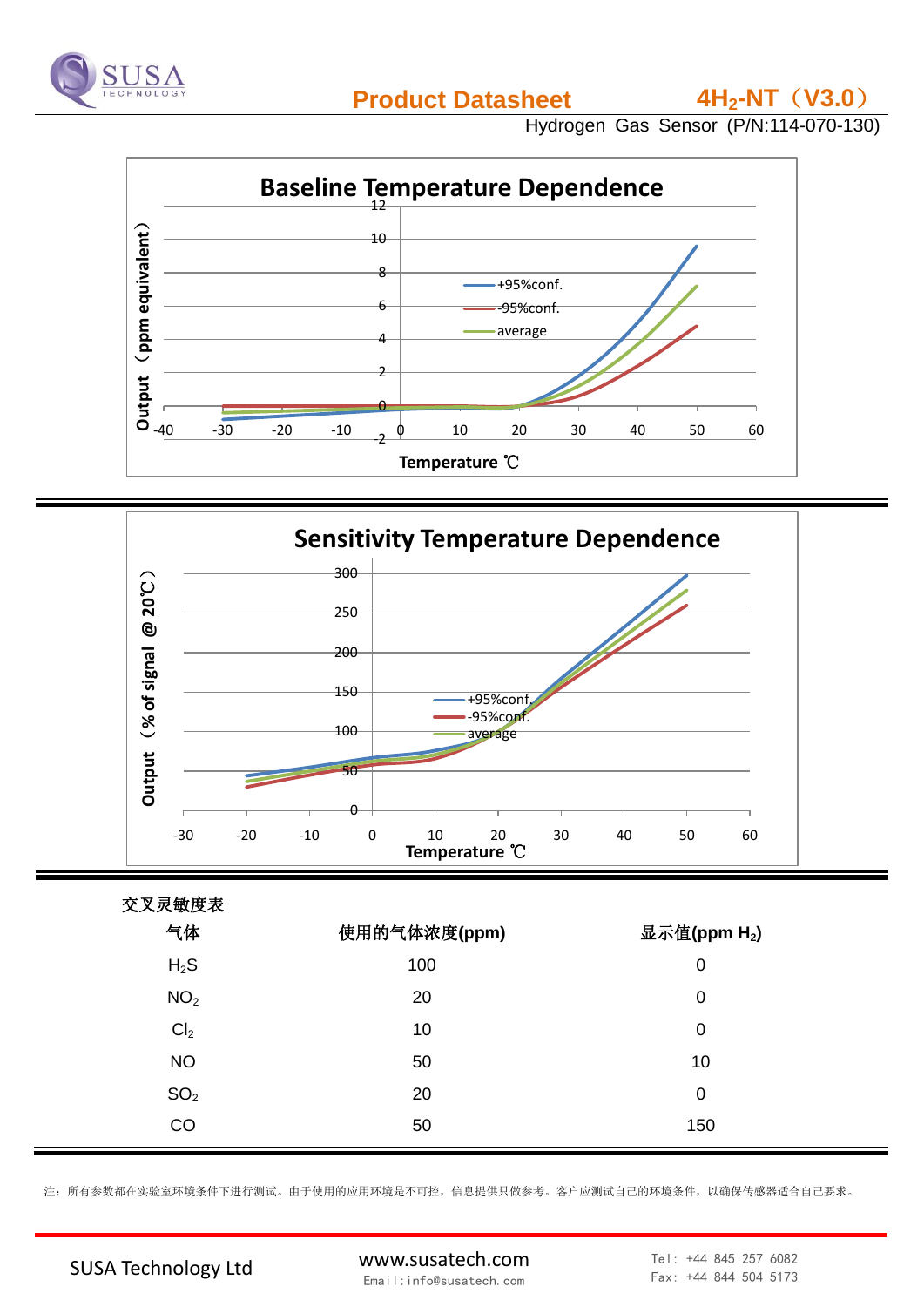Baseline Temperature Dependence

Output （ppm equivalent）

12
10
8
6
4
2
0
-2

-40 -30 -20 -10 0 10 20 30 40 50 60

+95%conf.
-95%conf.
average

Temperature ℃

Sensitivity Temperature Dependence

Output （% of signal @ 20℃）

300
250
200
150
100
50
0

-30 -20 -10 0 10 20 30 40 50 60

+95%conf.
-95%conf.
average

Temperature ℃

**交叉灵敏度表**

| 气体 | 使用的气体浓度(ppm) | 显示值(ppm $H_2$) |
|---|---|---|
| $H_2S$ | 100 | 0 |
| $NO_2$ | 20 | 0 |
| $Cl_2$ | 10 | 0 |
| NO | 50 | 10 |
| $SO_2$ | 20 | 0 |
| CO | 50 | 150 |

注：所有参数都在实验室环境条件下进行测试。由于使用的应用环境是不可控，信息提供只做参考。客户应测试自己的环境条件，以确保传感器适合自己要求。

SUSA Technology Ltd

www.susatech.com
Email:info@susatech.com

Tel: +44 845 257 6082
Fax: +44 844 504 5173